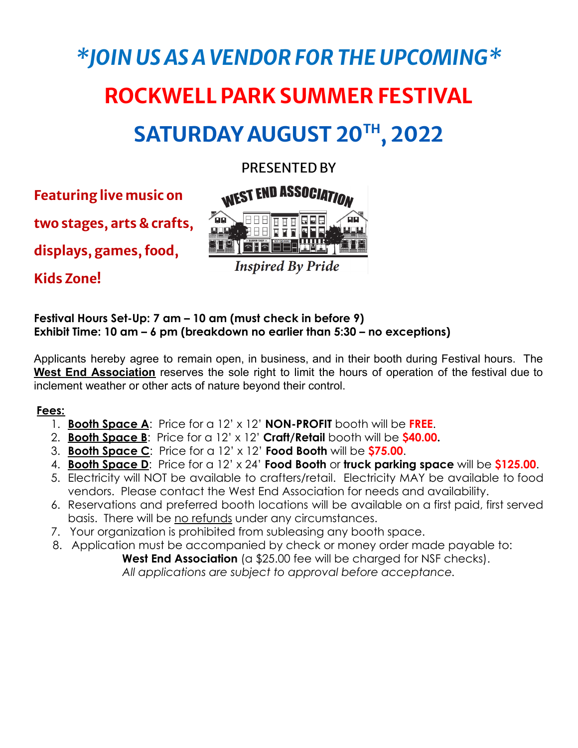# *JOIN US AS A VENDOR FOR THE UPCOMING*

# ROCKWELL PARK SUMMER FESTIVAL

# SATURDAY AUGUST 20TH, 2022

PRESENTED BY

WEST END ASSOCIATION

*Inspired By Pride*

**Featuring live music on two stages, arts & crafts, displays, games, food, Kids Zone!**

**Festival Hours Set-Up: 7 am – 10 am (must check in before 9)**
**Exhibit Time: 10 am – 6 pm (breakdown no earlier than 5:30 – no exceptions)**

Applicants hereby agree to remain open, in business, and in their booth during Festival hours. The **West End Association** reserves the sole right to limit the hours of operation of the festival due to inclement weather or other acts of nature beyond their control.

**Fees:**

1. **Booth Space A**: Price for a 12' x 12' **NON-PROFIT** booth will be **FREE**.
2. **Booth Space B**: Price for a 12' x 12' **Craft/Retail** booth will be **$40.00**.
3. **Booth Space C**: Price for a 12' x 12' **Food Booth** will be **$75.00**.
4. **Booth Space D**: Price for a 12' x 24' **Food Booth** or **truck parking space** will be **$125.00**.
5. Electricity will NOT be available to crafters/retail. Electricity MAY be available to food vendors. Please contact the West End Association for needs and availability.
6. Reservations and preferred booth locations will be available on a first paid, first served basis. There will be no refunds under any circumstances.
7. Your organization is prohibited from subleasing any booth space.
8. Application must be accompanied by check or money order made payable to: **West End Association** (a $25.00 fee will be charged for NSF checks).
   *All applications are subject to approval before acceptance.*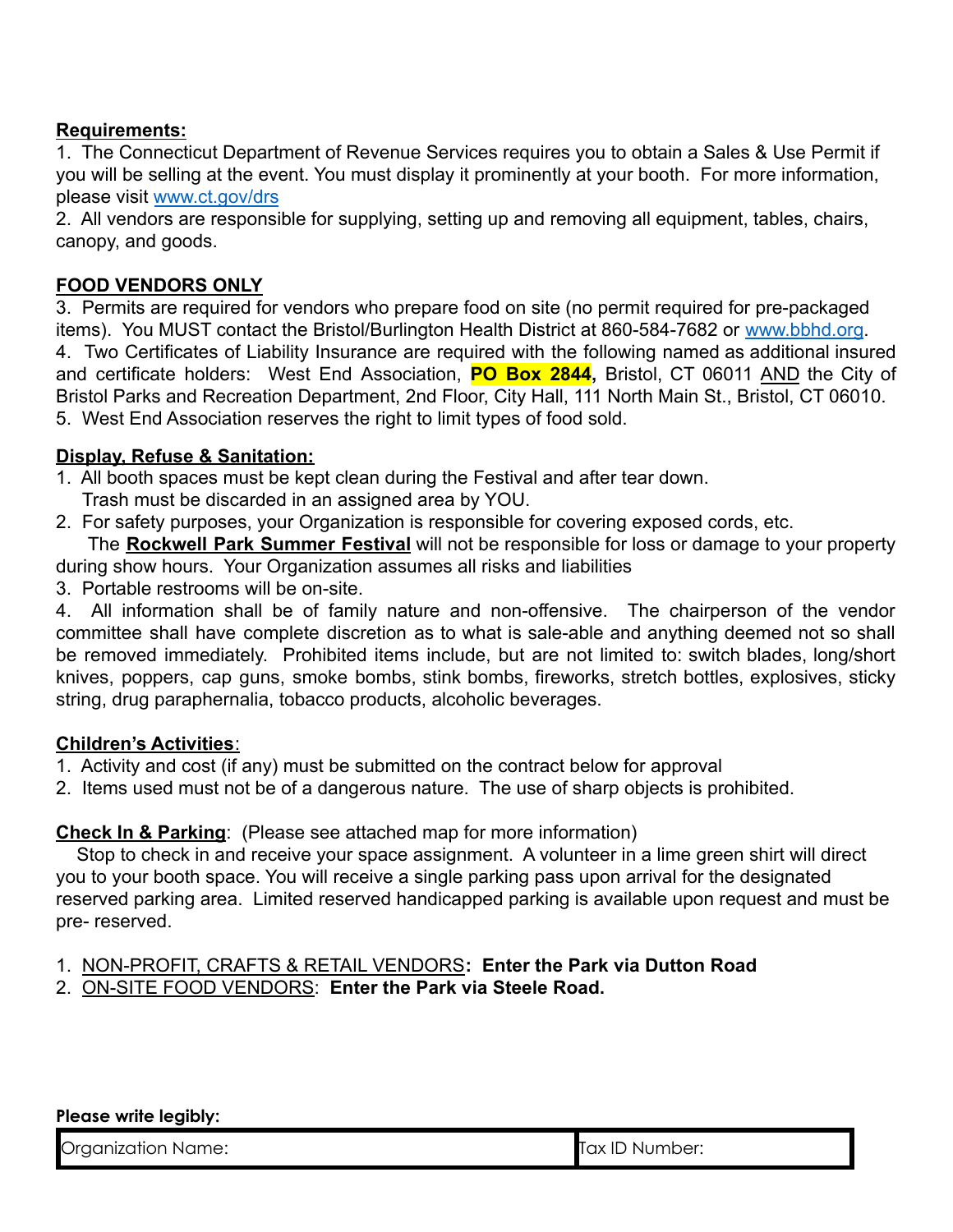**Requirements:**

1. The Connecticut Department of Revenue Services requires you to obtain a Sales & Use Permit if you will be selling at the event. You must display it prominently at your booth. For more information, please visit www.ct.gov/drs
2. All vendors are responsible for supplying, setting up and removing all equipment, tables, chairs, canopy, and goods.

**FOOD VENDORS ONLY**

3. Permits are required for vendors who prepare food on site (no permit required for pre-packaged items). You MUST contact the Bristol/Burlington Health District at 860-584-7682 or www.bbhd.org.
4. Two Certificates of Liability Insurance are required with the following named as additional insured and certificate holders: West End Association, **PO Box 2844**, Bristol, CT 06011 AND the City of Bristol Parks and Recreation Department, 2nd Floor, City Hall, 111 North Main St., Bristol, CT 06010.
5. West End Association reserves the right to limit types of food sold.

**Display, Refuse & Sanitation:**

1. All booth spaces must be kept clean during the Festival and after tear down. Trash must be discarded in an assigned area by YOU.
2. For safety purposes, your Organization is responsible for covering exposed cords, etc. The **Rockwell Park Summer Festival** will not be responsible for loss or damage to your property during show hours. Your Organization assumes all risks and liabilities
3. Portable restrooms will be on-site.
4. All information shall be of family nature and non-offensive. The chairperson of the vendor committee shall have complete discretion as to what is sale-able and anything deemed not so shall be removed immediately. Prohibited items include, but are not limited to: switch blades, long/short knives, poppers, cap guns, smoke bombs, stink bombs, fireworks, stretch bottles, explosives, sticky string, drug paraphernalia, tobacco products, alcoholic beverages.

**Children's Activities**:

1. Activity and cost (if any) must be submitted on the contract below for approval
2. Items used must not be of a dangerous nature. The use of sharp objects is prohibited.

**Check In & Parking**: (Please see attached map for more information)

Stop to check in and receive your space assignment. A volunteer in a lime green shirt will direct you to your booth space. You will receive a single parking pass upon arrival for the designated reserved parking area. Limited reserved handicapped parking is available upon request and must be pre- reserved.

1. NON-PROFIT, CRAFTS & RETAIL VENDORS**: Enter the Park via Dutton Road**
2. ON-SITE FOOD VENDORS: **Enter the Park via Steele Road.**

**Please write legibly:**

| Organization Name: | Tax ID Number: |
|---|---|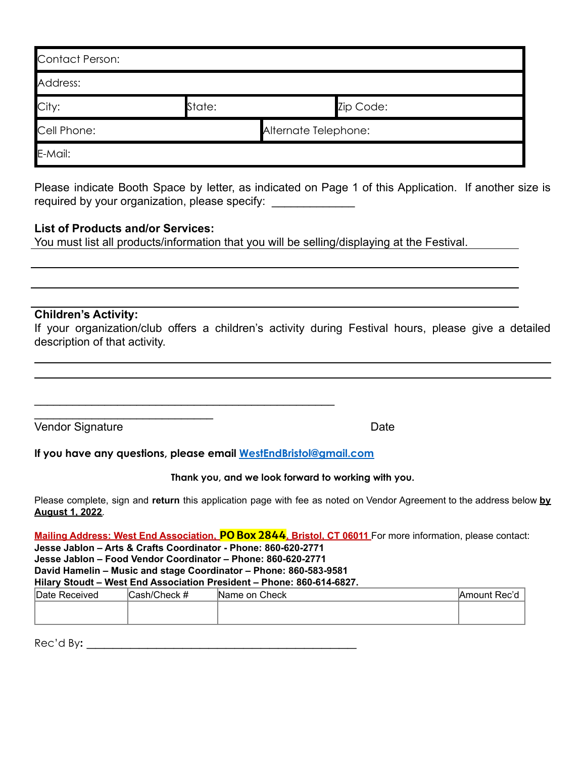| Contact Person: | | |
|---|---|---|
| Address: | | |
| City: | State: | Zip Code: |
| Cell Phone: | Alternate Telephone: | |
| E-Mail: | | |

Please indicate Booth Space by letter, as indicated on Page 1 of this Application. If another size is required by your organization, please specify: _____________

**List of Products and/or Services:**
You must list all products/information that you will be selling/displaying at the Festival.

_______________________________________________________________________________

_______________________________________________________________________________

_______________________________________________________________________________

**Children's Activity:**
If your organization/club offers a children's activity during Festival hours, please give a detailed description of that activity.

_______________________________________________________________________________

_______________________________________________________________________________

_______________________________________________ _____________________________

Vendor Signature                                                        Date

**If you have any questions, please email WestEndBristol@gmail.com**

**Thank you, and we look forward to working with you.**

Please complete, sign and **return** this application page with fee as noted on Vendor Agreement to the address below **by August 1, 2022**.

**Mailing Address: West End Association, PO Box 2844, Bristol, CT 06011** For more information, please contact:
**Jesse Jablon – Arts & Crafts Coordinator - Phone: 860-620-2771**
**Jesse Jablon – Food Vendor Coordinator – Phone: 860-620-2771**
**David Hamelin – Music and stage Coordinator – Phone: 860-583-9581**
**Hilary Stoudt – West End Association President – Phone: 860-614-6827.**

| Date Received | Cash/Check # | Name on Check | Amount Rec'd |
|---|---|---|---|
| | | | |

Rec'd By: _______________________________________________